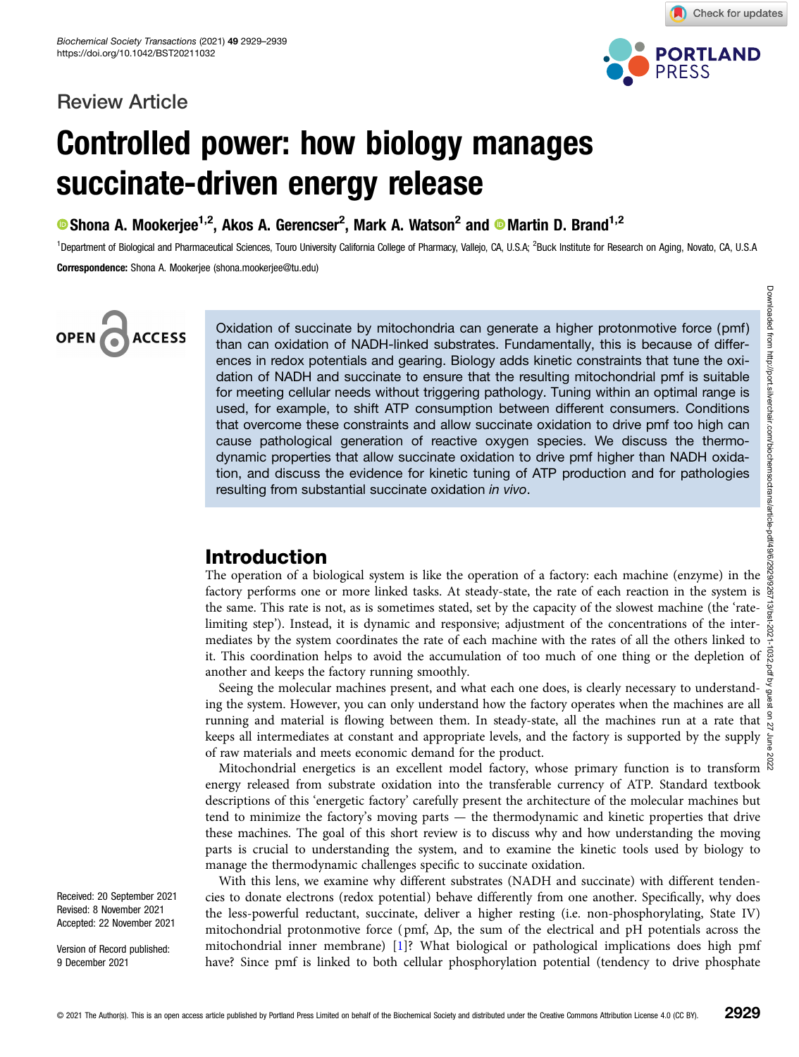Review Article

# Controlled power: how biology manages succinate-driven energy release

Shona A. Mookerjee[1,2], Akos A. Gerencser[2], Mark A. Watson[2] and Martin D. Brand[1,2]

[1]Department of Biological and Pharmaceutical Sciences, Touro University California College of Pharmacy, Vallejo, CA, U.S.A; [2]Buck Institute for Research on Aging, Novato, CA, U.S.A

**Correspondence:** Shona A. Mookerjee (shona.mookerjee@tu.edu)

Oxidation of succinate by mitochondria can generate a higher protonmotive force (pmf) than can oxidation of NADH-linked substrates. Fundamentally, this is because of differences in redox potentials and gearing. Biology adds kinetic constraints that tune the oxidation of NADH and succinate to ensure that the resulting mitochondrial pmf is suitable for meeting cellular needs without triggering pathology. Tuning within an optimal range is used, for example, to shift ATP consumption between different consumers. Conditions that overcome these constraints and allow succinate oxidation to drive pmf too high can cause pathological generation of reactive oxygen species. We discuss the thermodynamic properties that allow succinate oxidation to drive pmf higher than NADH oxidation, and discuss the evidence for kinetic tuning of ATP production and for pathologies resulting from substantial succinate oxidation *in vivo*.

## Introduction

The operation of a biological system is like the operation of a factory: each machine (enzyme) in the factory performs one or more linked tasks. At steady-state, the rate of each reaction in the system is the same. This rate is not, as is sometimes stated, set by the capacity of the slowest machine (the 'rate-limiting step'). Instead, it is dynamic and responsive; adjustment of the concentrations of the intermediates by the system coordinates the rate of each machine with the rates of all the others linked to it. This coordination helps to avoid the accumulation of too much of one thing or the depletion of another and keeps the factory running smoothly.

Seeing the molecular machines present, and what each one does, is clearly necessary to understanding the system. However, you can only understand how the factory operates when the machines are all running and material is flowing between them. In steady-state, all the machines run at a rate that keeps all intermediates at constant and appropriate levels, and the factory is supported by the supply of raw materials and meets economic demand for the product.

Mitochondrial energetics is an excellent model factory, whose primary function is to transform energy released from substrate oxidation into the transferable currency of ATP. Standard textbook descriptions of this 'energetic factory' carefully present the architecture of the molecular machines but tend to minimize the factory's moving parts — the thermodynamic and kinetic properties that drive these machines. The goal of this short review is to discuss why and how understanding the moving parts is crucial to understanding the system, and to examine the kinetic tools used by biology to manage the thermodynamic challenges specific to succinate oxidation.

With this lens, we examine why different substrates (NADH and succinate) with different tendencies to donate electrons (redox potential) behave differently from one another. Specifically, why does the less-powerful reductant, succinate, deliver a higher resting (i.e. non-phosphorylating, State IV) mitochondrial protonmotive force (pmf, $\Delta p$, the sum of the electrical and pH potentials across the mitochondrial inner membrane) [1]? What biological or pathological implications does high pmf have? Since pmf is linked to both cellular phosphorylation potential (tendency to drive phosphate

Received: 20 September 2021
Revised: 8 November 2021
Accepted: 22 November 2021

Version of Record published: 9 December 2021

© 2021 The Author(s). This is an open access article published by Portland Press Limited on behalf of the Biochemical Society and distributed under the Creative Commons Attribution License 4.0 (CC BY).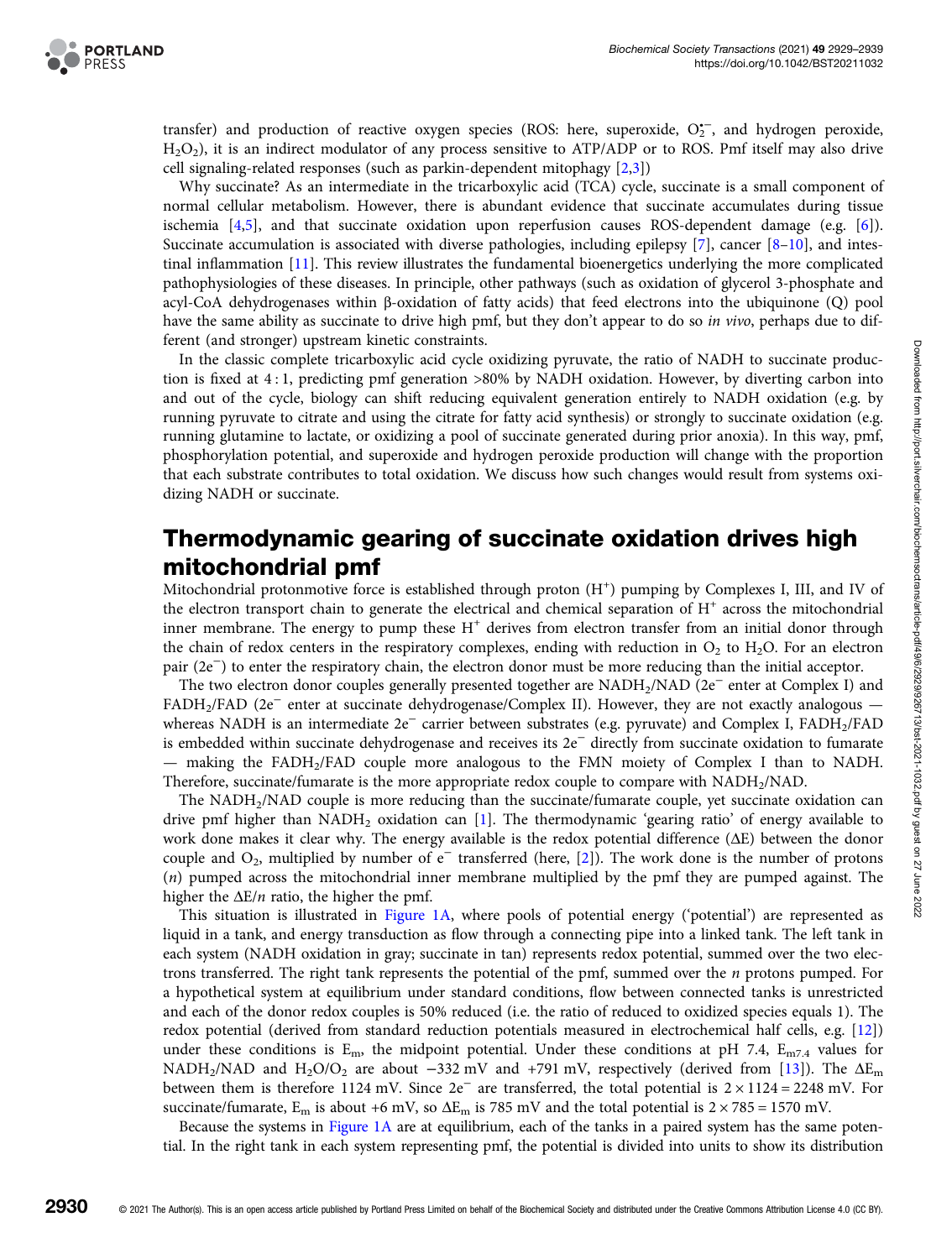transfer) and production of reactive oxygen species (ROS: here, superoxide, $O_2^{\bullet-}$, and hydrogen peroxide, $H_2O_2$), it is an indirect modulator of any process sensitive to ATP/ADP or to ROS. Pmf itself may also drive cell signaling-related responses (such as parkin-dependent mitophagy [2,3])

Why succinate? As an intermediate in the tricarboxylic acid (TCA) cycle, succinate is a small component of normal cellular metabolism. However, there is abundant evidence that succinate accumulates during tissue ischemia [4,5], and that succinate oxidation upon reperfusion causes ROS-dependent damage (e.g. [6]). Succinate accumulation is associated with diverse pathologies, including epilepsy [7], cancer [8–10], and intestinal inflammation [11]. This review illustrates the fundamental bioenergetics underlying the more complicated pathophysiologies of these diseases. In principle, other pathways (such as oxidation of glycerol 3-phosphate and acyl-CoA dehydrogenases within β-oxidation of fatty acids) that feed electrons into the ubiquinone (Q) pool have the same ability as succinate to drive high pmf, but they don't appear to do so *in vivo*, perhaps due to different (and stronger) upstream kinetic constraints.

In the classic complete tricarboxylic acid cycle oxidizing pyruvate, the ratio of NADH to succinate production is fixed at 4 : 1, predicting pmf generation >80% by NADH oxidation. However, by diverting carbon into and out of the cycle, biology can shift reducing equivalent generation entirely to NADH oxidation (e.g. by running pyruvate to citrate and using the citrate for fatty acid synthesis) or strongly to succinate oxidation (e.g. running glutamine to lactate, or oxidizing a pool of succinate generated during prior anoxia). In this way, pmf, phosphorylation potential, and superoxide and hydrogen peroxide production will change with the proportion that each substrate contributes to total oxidation. We discuss how such changes would result from systems oxidizing NADH or succinate.

## Thermodynamic gearing of succinate oxidation drives high mitochondrial pmf

Mitochondrial protonmotive force is established through proton ($H^+$) pumping by Complexes I, III, and IV of the electron transport chain to generate the electrical and chemical separation of $H^+$ across the mitochondrial inner membrane. The energy to pump these $H^+$ derives from electron transfer from an initial donor through the chain of redox centers in the respiratory complexes, ending with reduction in $O_2$ to $H_2O$. For an electron pair ($2e^-$) to enter the respiratory chain, the electron donor must be more reducing than the initial acceptor.

The two electron donor couples generally presented together are $NADH_2$/NAD ($2e^-$ enter at Complex I) and $FADH_2$/FAD ($2e^-$ enter at succinate dehydrogenase/Complex II). However, they are not exactly analogous — whereas NADH is an intermediate $2e^-$ carrier between substrates (e.g. pyruvate) and Complex I, $FADH_2$/FAD is embedded within succinate dehydrogenase and receives its $2e^-$ directly from succinate oxidation to fumarate — making the $FADH_2$/FAD couple more analogous to the FMN moiety of Complex I than to NADH. Therefore, succinate/fumarate is the more appropriate redox couple to compare with $NADH_2$/NAD.

The $NADH_2$/NAD couple is more reducing than the succinate/fumarate couple, yet succinate oxidation can drive pmf higher than $NADH_2$ oxidation can [1]. The thermodynamic 'gearing ratio' of energy available to work done makes it clear why. The energy available is the redox potential difference (ΔE) between the donor couple and $O_2$, multiplied by number of $e^-$ transferred (here, [2]). The work done is the number of protons ($n$) pumped across the mitochondrial inner membrane multiplied by the pmf they are pumped against. The higher the $\Delta E/n$ ratio, the higher the pmf.

This situation is illustrated in Figure 1A, where pools of potential energy ('potential') are represented as liquid in a tank, and energy transduction as flow through a connecting pipe into a linked tank. The left tank in each system (NADH oxidation in gray; succinate in tan) represents redox potential, summed over the two electrons transferred. The right tank represents the potential of the pmf, summed over the $n$ protons pumped. For a hypothetical system at equilibrium under standard conditions, flow between connected tanks is unrestricted and each of the donor redox couples is 50% reduced (i.e. the ratio of reduced to oxidized species equals 1). The redox potential (derived from standard reduction potentials measured in electrochemical half cells, e.g. [12]) under these conditions is $E_m$, the midpoint potential. Under these conditions at pH 7.4, $E_{m7.4}$ values for $NADH_2$/NAD and $H_2O/O_2$ are about −332 mV and +791 mV, respectively (derived from [13]). The $\Delta E_m$ between them is therefore 1124 mV. Since $2e^-$ are transferred, the total potential is $2 \times 1124 = 2248$ mV. For succinate/fumarate, $E_m$ is about +6 mV, so $\Delta E_m$ is 785 mV and the total potential is $2 \times 785 = 1570$ mV.

Because the systems in Figure 1A are at equilibrium, each of the tanks in a paired system has the same potential. In the right tank in each system representing pmf, the potential is divided into units to show its distribution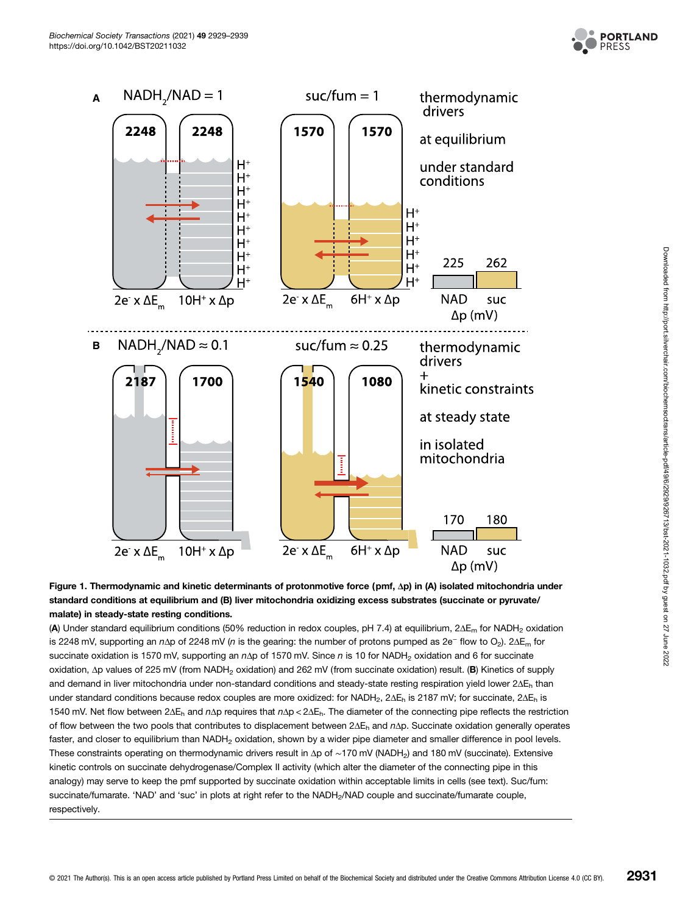**Figure 1. Thermodynamic and kinetic determinants of protonmotive force (pmf, Δp) in (A) isolated mitochondria under standard conditions at equilibrium and (B) liver mitochondria oxidizing excess substrates (succinate or pyruvate/malate) in steady-state resting conditions.**

(**A**) Under standard equilibrium conditions (50% reduction in redox couples, pH 7.4) at equilibrium, $2\Delta E_m$ for $NADH_2$ oxidation is 2248 mV, supporting an $n\Delta p$ of 2248 mV ($n$ is the gearing: the number of protons pumped as $2e^-$ flow to $O_2$). $2\Delta E_m$ for succinate oxidation is 1570 mV, supporting an $n\Delta p$ of 1570 mV. Since $n$ is 10 for $NADH_2$ oxidation and 6 for succinate oxidation, Δp values of 225 mV (from $NADH_2$ oxidation) and 262 mV (from succinate oxidation) result. (**B**) Kinetics of supply and demand in liver mitochondria under non-standard conditions and steady-state resting respiration yield lower $2\Delta E_h$ than under standard conditions because redox couples are more oxidized: for $NADH_2$, $2\Delta E_h$ is 2187 mV; for succinate, $2\Delta E_h$ is 1540 mV. Net flow between $2\Delta E_h$ and $n\Delta p$ requires that $n\Delta p < 2\Delta E_h$. The diameter of the connecting pipe reflects the restriction of flow between the two pools that contributes to displacement between $2\Delta E_h$ and $n\Delta p$. Succinate oxidation generally operates faster, and closer to equilibrium than $NADH_2$ oxidation, shown by a wider pipe diameter and smaller difference in pool levels. These constraints operating on thermodynamic drivers result in Δp of ~170 mV ($NADH_2$) and 180 mV (succinate). Extensive kinetic controls on succinate dehydrogenase/Complex II activity (which alter the diameter of the connecting pipe in this analogy) may serve to keep the pmf supported by succinate oxidation within acceptable limits in cells (see text). Suc/fum: succinate/fumarate. 'NAD' and 'suc' in plots at right refer to the $NADH_2$/NAD couple and succinate/fumarate couple, respectively.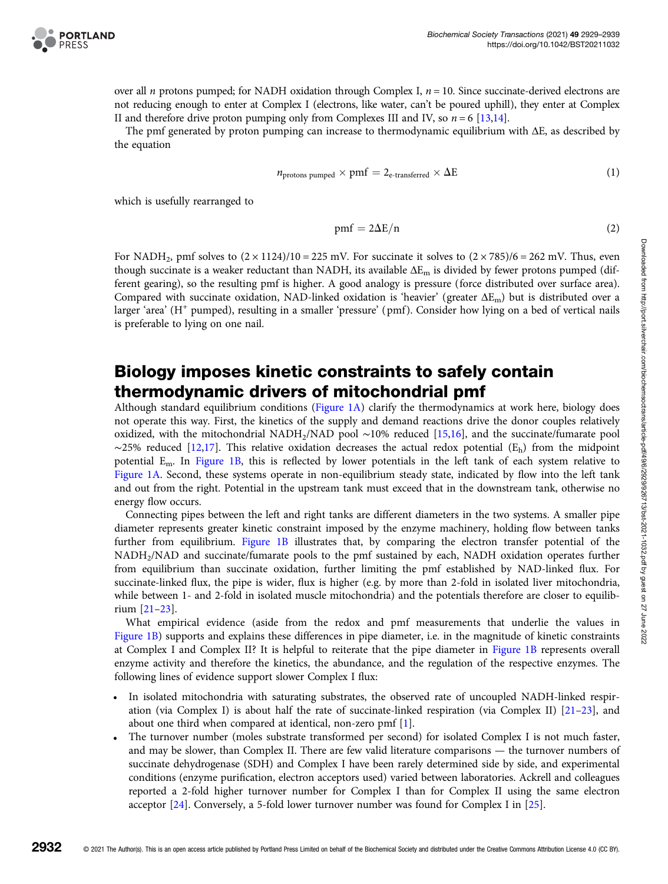over all $n$ protons pumped; for NADH oxidation through Complex I, $n = 10$. Since succinate-derived electrons are not reducing enough to enter at Complex I (electrons, like water, can't be poured uphill), they enter at Complex II and therefore drive proton pumping only from Complexes III and IV, so $n = 6$ [13,14].

The pmf generated by proton pumping can increase to thermodynamic equilibrium with ΔE, as described by the equation

$$n_{\text{protons pumped}} \times \text{pmf} = 2_{\text{e-transferred}} \times \Delta\text{E} \quad (1)$$

which is usefully rearranged to

$$\text{pmf} = 2\Delta\text{E}/\text{n} \quad (2)$$

For $NADH_2$, pmf solves to $(2 \times 1124)/10 = 225$ mV. For succinate it solves to $(2 \times 785)/6 = 262$ mV. Thus, even though succinate is a weaker reductant than NADH, its available $\Delta E_m$ is divided by fewer protons pumped (different gearing), so the resulting pmf is higher. A good analogy is pressure (force distributed over surface area). Compared with succinate oxidation, NAD-linked oxidation is 'heavier' (greater $\Delta E_m$) but is distributed over a larger 'area' ($H^+$ pumped), resulting in a smaller 'pressure' (pmf). Consider how lying on a bed of vertical nails is preferable to lying on one nail.

## Biology imposes kinetic constraints to safely contain thermodynamic drivers of mitochondrial pmf

Although standard equilibrium conditions (Figure 1A) clarify the thermodynamics at work here, biology does not operate this way. First, the kinetics of the supply and demand reactions drive the donor couples relatively oxidized, with the mitochondrial $NADH_2$/NAD pool ~10% reduced [15,16], and the succinate/fumarate pool ~25% reduced [12,17]. This relative oxidation decreases the actual redox potential ($E_h$) from the midpoint potential $E_m$. In Figure 1B, this is reflected by lower potentials in the left tank of each system relative to Figure 1A. Second, these systems operate in non-equilibrium steady state, indicated by flow into the left tank and out from the right. Potential in the upstream tank must exceed that in the downstream tank, otherwise no energy flow occurs.

Connecting pipes between the left and right tanks are different diameters in the two systems. A smaller pipe diameter represents greater kinetic constraint imposed by the enzyme machinery, holding flow between tanks further from equilibrium. Figure 1B illustrates that, by comparing the electron transfer potential of the $NADH_2$/NAD and succinate/fumarate pools to the pmf sustained by each, NADH oxidation operates further from equilibrium than succinate oxidation, further limiting the pmf established by NAD-linked flux. For succinate-linked flux, the pipe is wider, flux is higher (e.g. by more than 2-fold in isolated liver mitochondria, while between 1- and 2-fold in isolated muscle mitochondria) and the potentials therefore are closer to equilibrium [21–23].

What empirical evidence (aside from the redox and pmf measurements that underlie the values in Figure 1B) supports and explains these differences in pipe diameter, i.e. in the magnitude of kinetic constraints at Complex I and Complex II? It is helpful to reiterate that the pipe diameter in Figure 1B represents overall enzyme activity and therefore the kinetics, the abundance, and the regulation of the respective enzymes. The following lines of evidence support slower Complex I flux:

- In isolated mitochondria with saturating substrates, the observed rate of uncoupled NADH-linked respiration (via Complex I) is about half the rate of succinate-linked respiration (via Complex II) [21–23], and about one third when compared at identical, non-zero pmf [1].
- The turnover number (moles substrate transformed per second) for isolated Complex I is not much faster, and may be slower, than Complex II. There are few valid literature comparisons — the turnover numbers of succinate dehydrogenase (SDH) and Complex I have been rarely determined side by side, and experimental conditions (enzyme purification, electron acceptors used) varied between laboratories. Ackrell and colleagues reported a 2-fold higher turnover number for Complex I than for Complex II using the same electron acceptor [24]. Conversely, a 5-fold lower turnover number was found for Complex I in [25].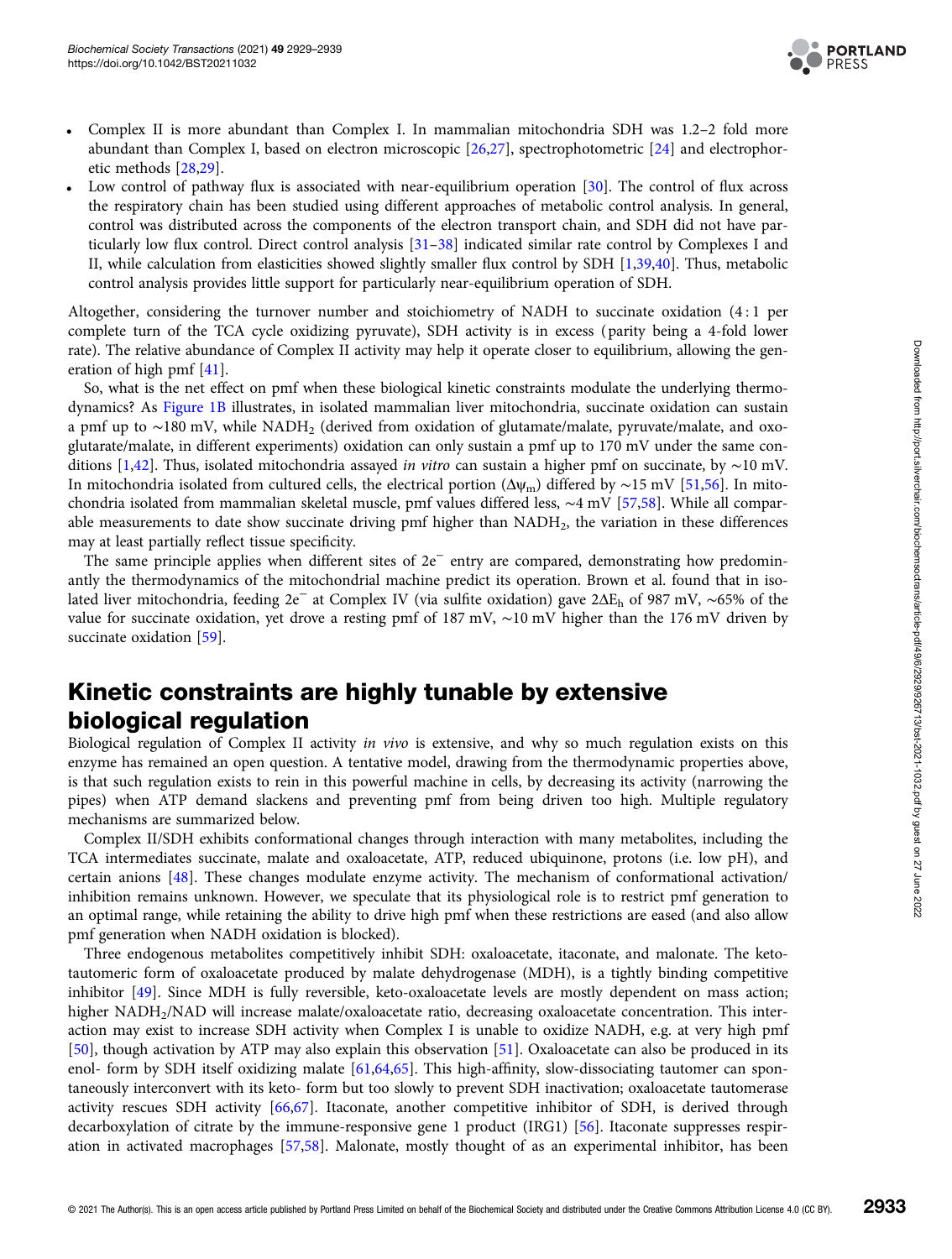- Complex II is more abundant than Complex I. In mammalian mitochondria SDH was 1.2–2 fold more abundant than Complex I, based on electron microscopic [26,27], spectrophotometric [24] and electrophoretic methods [28,29].
- Low control of pathway flux is associated with near-equilibrium operation [30]. The control of flux across the respiratory chain has been studied using different approaches of metabolic control analysis. In general, control was distributed across the components of the electron transport chain, and SDH did not have particularly low flux control. Direct control analysis [31–38] indicated similar rate control by Complexes I and II, while calculation from elasticities showed slightly smaller flux control by SDH [1,39,40]. Thus, metabolic control analysis provides little support for particularly near-equilibrium operation of SDH.

Altogether, considering the turnover number and stoichiometry of NADH to succinate oxidation (4 : 1 per complete turn of the TCA cycle oxidizing pyruvate), SDH activity is in excess (parity being a 4-fold lower rate). The relative abundance of Complex II activity may help it operate closer to equilibrium, allowing the generation of high pmf [41].

So, what is the net effect on pmf when these biological kinetic constraints modulate the underlying thermodynamics? As Figure 1B illustrates, in isolated mammalian liver mitochondria, succinate oxidation can sustain a pmf up to ∼180 mV, while $NADH_2$ (derived from oxidation of glutamate/malate, pyruvate/malate, and oxoglutarate/malate, in different experiments) oxidation can only sustain a pmf up to 170 mV under the same conditions [1,42]. Thus, isolated mitochondria assayed *in vitro* can sustain a higher pmf on succinate, by ∼10 mV. In mitochondria isolated from cultured cells, the electrical portion ($\Delta\psi_m$) differed by ∼15 mV [51,56]. In mitochondria isolated from mammalian skeletal muscle, pmf values differed less, ∼4 mV [57,58]. While all comparable measurements to date show succinate driving pmf higher than $NADH_2$, the variation in these differences may at least partially reflect tissue specificity.

The same principle applies when different sites of $2e^-$ entry are compared, demonstrating how predominantly the thermodynamics of the mitochondrial machine predict its operation. Brown et al. found that in isolated liver mitochondria, feeding $2e^-$ at Complex IV (via sulfite oxidation) gave $2\Delta E_h$ of 987 mV, ∼65% of the value for succinate oxidation, yet drove a resting pmf of 187 mV, ∼10 mV higher than the 176 mV driven by succinate oxidation [59].

## Kinetic constraints are highly tunable by extensive biological regulation

Biological regulation of Complex II activity *in vivo* is extensive, and why so much regulation exists on this enzyme has remained an open question. A tentative model, drawing from the thermodynamic properties above, is that such regulation exists to rein in this powerful machine in cells, by decreasing its activity (narrowing the pipes) when ATP demand slackens and preventing pmf from being driven too high. Multiple regulatory mechanisms are summarized below.

Complex II/SDH exhibits conformational changes through interaction with many metabolites, including the TCA intermediates succinate, malate and oxaloacetate, ATP, reduced ubiquinone, protons (i.e. low pH), and certain anions [48]. These changes modulate enzyme activity. The mechanism of conformational activation/inhibition remains unknown. However, we speculate that its physiological role is to restrict pmf generation to an optimal range, while retaining the ability to drive high pmf when these restrictions are eased (and also allow pmf generation when NADH oxidation is blocked).

Three endogenous metabolites competitively inhibit SDH: oxaloacetate, itaconate, and malonate. The keto-tautomeric form of oxaloacetate produced by malate dehydrogenase (MDH), is a tightly binding competitive inhibitor [49]. Since MDH is fully reversible, keto-oxaloacetate levels are mostly dependent on mass action; higher $NADH_2$/NAD will increase malate/oxaloacetate ratio, decreasing oxaloacetate concentration. This interaction may exist to increase SDH activity when Complex I is unable to oxidize NADH, e.g. at very high pmf [50], though activation by ATP may also explain this observation [51]. Oxaloacetate can also be produced in its enol- form by SDH itself oxidizing malate [61,64,65]. This high-affinity, slow-dissociating tautomer can spontaneously interconvert with its keto- form but too slowly to prevent SDH inactivation; oxaloacetate tautomerase activity rescues SDH activity [66,67]. Itaconate, another competitive inhibitor of SDH, is derived through decarboxylation of citrate by the immune-responsive gene 1 product (IRG1) [56]. Itaconate suppresses respiration in activated macrophages [57,58]. Malonate, mostly thought of as an experimental inhibitor, has been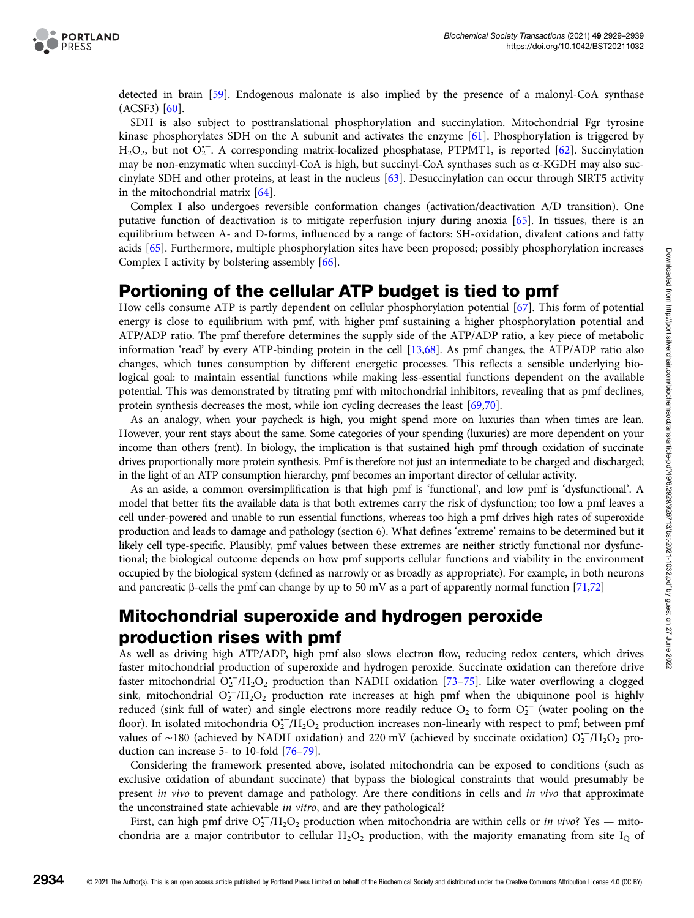detected in brain [59]. Endogenous malonate is also implied by the presence of a malonyl-CoA synthase (ACSF3) [60].

SDH is also subject to posttranslational phosphorylation and succinylation. Mitochondrial Fgr tyrosine kinase phosphorylates SDH on the A subunit and activates the enzyme [61]. Phosphorylation is triggered by $H_2O_2$, but not $O_2^{\bullet-}$. A corresponding matrix-localized phosphatase, PTPMT1, is reported [62]. Succinylation may be non-enzymatic when succinyl-CoA is high, but succinyl-CoA synthases such as α-KGDH may also succinylate SDH and other proteins, at least in the nucleus [63]. Desuccinylation can occur through SIRT5 activity in the mitochondrial matrix [64].

Complex I also undergoes reversible conformation changes (activation/deactivation A/D transition). One putative function of deactivation is to mitigate reperfusion injury during anoxia [65]. In tissues, there is an equilibrium between A- and D-forms, influenced by a range of factors: SH-oxidation, divalent cations and fatty acids [65]. Furthermore, multiple phosphorylation sites have been proposed; possibly phosphorylation increases Complex I activity by bolstering assembly [66].

## Portioning of the cellular ATP budget is tied to pmf

How cells consume ATP is partly dependent on cellular phosphorylation potential [67]. This form of potential energy is close to equilibrium with pmf, with higher pmf sustaining a higher phosphorylation potential and ATP/ADP ratio. The pmf therefore determines the supply side of the ATP/ADP ratio, a key piece of metabolic information 'read' by every ATP-binding protein in the cell [13,68]. As pmf changes, the ATP/ADP ratio also changes, which tunes consumption by different energetic processes. This reflects a sensible underlying biological goal: to maintain essential functions while making less-essential functions dependent on the available potential. This was demonstrated by titrating pmf with mitochondrial inhibitors, revealing that as pmf declines, protein synthesis decreases the most, while ion cycling decreases the least [69,70].

As an analogy, when your paycheck is high, you might spend more on luxuries than when times are lean. However, your rent stays about the same. Some categories of your spending (luxuries) are more dependent on your income than others (rent). In biology, the implication is that sustained high pmf through oxidation of succinate drives proportionally more protein synthesis. Pmf is therefore not just an intermediate to be charged and discharged; in the light of an ATP consumption hierarchy, pmf becomes an important director of cellular activity.

As an aside, a common oversimplification is that high pmf is 'functional', and low pmf is 'dysfunctional'. A model that better fits the available data is that both extremes carry the risk of dysfunction; too low a pmf leaves a cell under-powered and unable to run essential functions, whereas too high a pmf drives high rates of superoxide production and leads to damage and pathology (section 6). What defines 'extreme' remains to be determined but it likely cell type-specific. Plausibly, pmf values between these extremes are neither strictly functional nor dysfunctional; the biological outcome depends on how pmf supports cellular functions and viability in the environment occupied by the biological system (defined as narrowly or as broadly as appropriate). For example, in both neurons and pancreatic β-cells the pmf can change by up to 50 mV as a part of apparently normal function [71,72]

## Mitochondrial superoxide and hydrogen peroxide production rises with pmf

As well as driving high ATP/ADP, high pmf also slows electron flow, reducing redox centers, which drives faster mitochondrial production of superoxide and hydrogen peroxide. Succinate oxidation can therefore drive faster mitochondrial $O_2^{\bullet-}/H_2O_2$ production than NADH oxidation [73–75]. Like water overflowing a clogged sink, mitochondrial $O_2^{\bullet-}/H_2O_2$ production rate increases at high pmf when the ubiquinone pool is highly reduced (sink full of water) and single electrons more readily reduce $O_2$ to form $O_2^{\bullet-}$ (water pooling on the floor). In isolated mitochondria $O_2^{\bullet-}/H_2O_2$ production increases non-linearly with respect to pmf; between pmf values of ∼180 (achieved by NADH oxidation) and 220 mV (achieved by succinate oxidation) $O_2^{\bullet-}/H_2O_2$ production can increase 5- to 10-fold [76–79].

Considering the framework presented above, isolated mitochondria can be exposed to conditions (such as exclusive oxidation of abundant succinate) that bypass the biological constraints that would presumably be present *in vivo* to prevent damage and pathology. Are there conditions in cells and *in vivo* that approximate the unconstrained state achievable *in vitro*, and are they pathological?

First, can high pmf drive $O_2^{\bullet-}/H_2O_2$ production when mitochondria are within cells or *in vivo*? Yes — mitochondria are a major contributor to cellular $H_2O_2$ production, with the majority emanating from site $I_Q$ of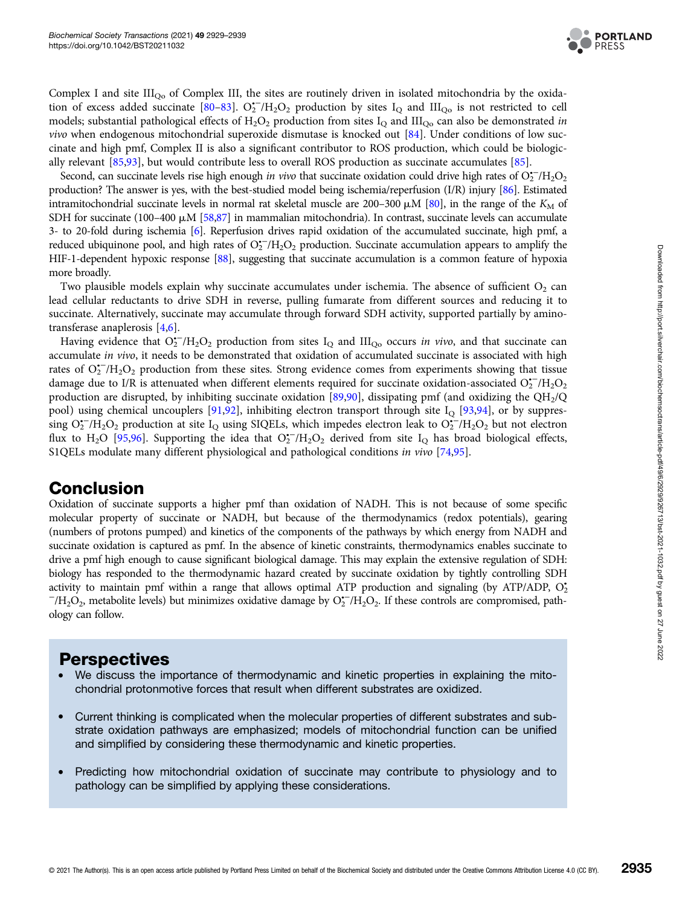Complex I and site $III_{Qo}$ of Complex III, the sites are routinely driven in isolated mitochondria by the oxidation of excess added succinate [80–83]. $O_2^{\bullet-}/H_2O_2$ production by sites $I_Q$ and $III_{Qo}$ is not restricted to cell models; substantial pathological effects of $H_2O_2$ production from sites $I_Q$ and $III_{Qo}$ can also be demonstrated *in vivo* when endogenous mitochondrial superoxide dismutase is knocked out [84]. Under conditions of low succinate and high pmf, Complex II is also a significant contributor to ROS production, which could be biologically relevant [85,93], but would contribute less to overall ROS production as succinate accumulates [85].

Second, can succinate levels rise high enough *in vivo* that succinate oxidation could drive high rates of $O_2^{\bullet-}/H_2O_2$ production? The answer is yes, with the best-studied model being ischemia/reperfusion (I/R) injury [86]. Estimated intramitochondrial succinate levels in normal rat skeletal muscle are 200–300 μM [80], in the range of the $K_M$ of SDH for succinate (100–400 μM [58,87] in mammalian mitochondria). In contrast, succinate levels can accumulate 3- to 20-fold during ischemia [6]. Reperfusion drives rapid oxidation of the accumulated succinate, high pmf, a reduced ubiquinone pool, and high rates of $O_2^{\bullet-}/H_2O_2$ production. Succinate accumulation appears to amplify the HIF-1-dependent hypoxic response [88], suggesting that succinate accumulation is a common feature of hypoxia more broadly.

Two plausible models explain why succinate accumulates under ischemia. The absence of sufficient $O_2$ can lead cellular reductants to drive SDH in reverse, pulling fumarate from different sources and reducing it to succinate. Alternatively, succinate may accumulate through forward SDH activity, supported partially by aminotransferase anaplerosis [4,6].

Having evidence that $O_2^{\bullet-}/H_2O_2$ production from sites $I_Q$ and $III_{Qo}$ occurs *in vivo*, and that succinate can accumulate *in vivo*, it needs to be demonstrated that oxidation of accumulated succinate is associated with high rates of $O_2^{\bullet-}/H_2O_2$ production from these sites. Strong evidence comes from experiments showing that tissue damage due to I/R is attenuated when different elements required for succinate oxidation-associated $O_2^{\bullet-}/H_2O_2$ production are disrupted, by inhibiting succinate oxidation [89,90], dissipating pmf (and oxidizing the $QH_2/Q$ pool) using chemical uncouplers [91,92], inhibiting electron transport through site $I_Q$ [93,94], or by suppressing $O_2^{\bullet-}/H_2O_2$ production at site $I_Q$ using SIQELs, which impedes electron leak to $O_2^{\bullet-}/H_2O_2$ but not electron flux to $H_2O$ [95,96]. Supporting the idea that $O_2^{\bullet-}/H_2O_2$ derived from site $I_Q$ has broad biological effects, S1QELs modulate many different physiological and pathological conditions *in vivo* [74,95].

## Conclusion

Oxidation of succinate supports a higher pmf than oxidation of NADH. This is not because of some specific molecular property of succinate or NADH, but because of the thermodynamics (redox potentials), gearing (numbers of protons pumped) and kinetics of the components of the pathways by which energy from NADH and succinate oxidation is captured as pmf. In the absence of kinetic constraints, thermodynamics enables succinate to drive a pmf high enough to cause significant biological damage. This may explain the extensive regulation of SDH: biology has responded to the thermodynamic hazard created by succinate oxidation by tightly controlling SDH activity to maintain pmf within a range that allows optimal ATP production and signaling (by ATP/ADP, $O_2^{\bullet-}/H_2O_2$, metabolite levels) but minimizes oxidative damage by $O_2^{\bullet-}/H_2O_2$. If these controls are compromised, pathology can follow.

## Perspectives

- We discuss the importance of thermodynamic and kinetic properties in explaining the mitochondrial protonmotive forces that result when different substrates are oxidized.
- Current thinking is complicated when the molecular properties of different substrates and substrate oxidation pathways are emphasized; models of mitochondrial function can be unified and simplified by considering these thermodynamic and kinetic properties.
- Predicting how mitochondrial oxidation of succinate may contribute to physiology and to pathology can be simplified by applying these considerations.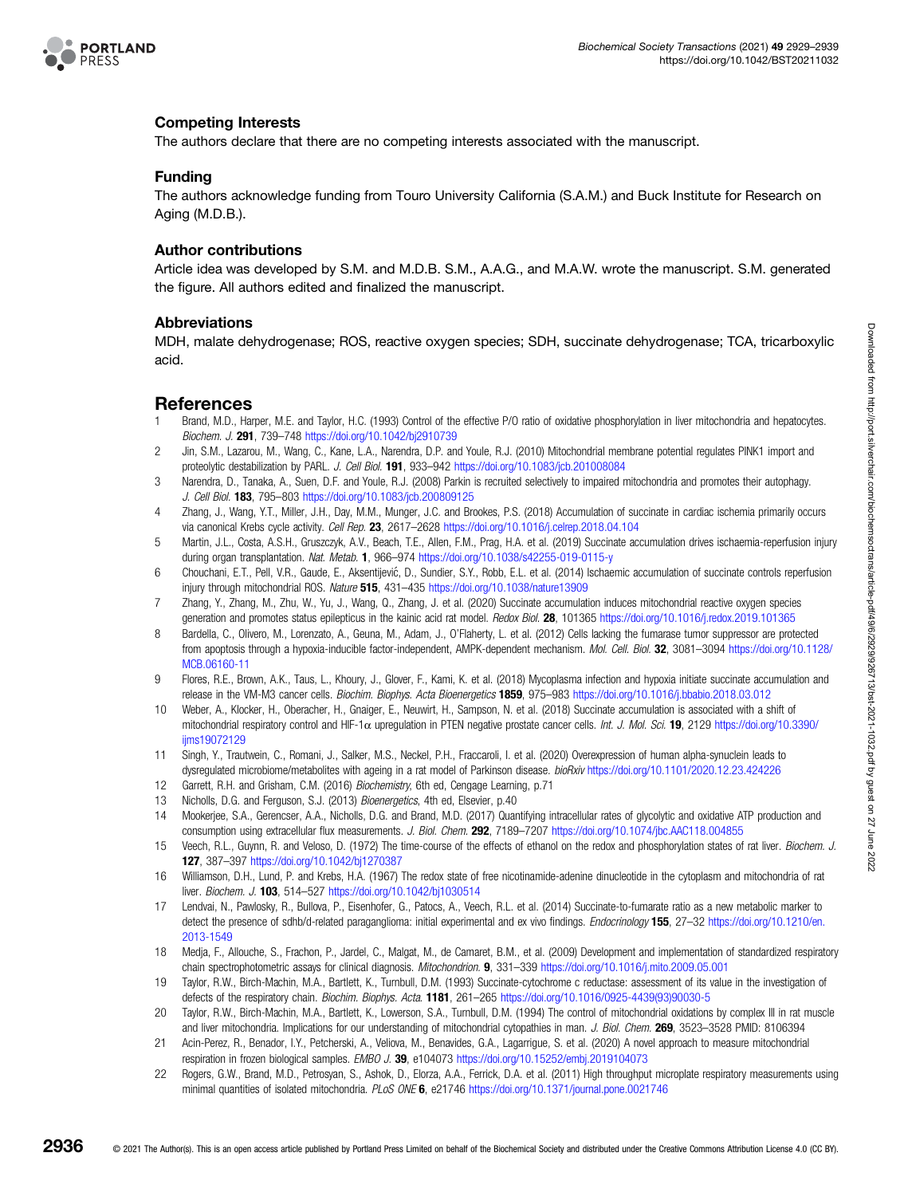## Competing Interests

The authors declare that there are no competing interests associated with the manuscript.

## Funding

The authors acknowledge funding from Touro University California (S.A.M.) and Buck Institute for Research on Aging (M.D.B.).

## Author contributions

Article idea was developed by S.M. and M.D.B. S.M., A.A.G., and M.A.W. wrote the manuscript. S.M. generated the figure. All authors edited and finalized the manuscript.

## Abbreviations

MDH, malate dehydrogenase; ROS, reactive oxygen species; SDH, succinate dehydrogenase; TCA, tricarboxylic acid.

# References

1. Brand, M.D., Harper, M.E. and Taylor, H.C. (1993) Control of the effective P/O ratio of oxidative phosphorylation in liver mitochondria and hepatocytes. *Biochem. J.* **291**, 739–748 https://doi.org/10.1042/bj2910739
2. Jin, S.M., Lazarou, M., Wang, C., Kane, L.A., Narendra, D.P. and Youle, R.J. (2010) Mitochondrial membrane potential regulates PINK1 import and proteolytic destabilization by PARL. *J. Cell Biol.* **191**, 933–942 https://doi.org/10.1083/jcb.201008084
3. Narendra, D., Tanaka, A., Suen, D.F. and Youle, R.J. (2008) Parkin is recruited selectively to impaired mitochondria and promotes their autophagy. *J. Cell Biol.* **183**, 795–803 https://doi.org/10.1083/jcb.200809125
4. Zhang, J., Wang, Y.T., Miller, J.H., Day, M.M., Munger, J.C. and Brookes, P.S. (2018) Accumulation of succinate in cardiac ischemia primarily occurs via canonical Krebs cycle activity. *Cell Rep.* **23**, 2617–2628 https://doi.org/10.1016/j.celrep.2018.04.104
5. Martin, J.L., Costa, A.S.H., Gruszczyk, A.V., Beach, T.E., Allen, F.M., Prag, H.A. et al. (2019) Succinate accumulation drives ischaemia-reperfusion injury during organ transplantation. *Nat. Metab.* **1**, 966–974 https://doi.org/10.1038/s42255-019-0115-y
6. Chouchani, E.T., Pell, V.R., Gaude, E., Aksentijević, D., Sundier, S.Y., Robb, E.L. et al. (2014) Ischaemic accumulation of succinate controls reperfusion injury through mitochondrial ROS. *Nature* **515**, 431–435 https://doi.org/10.1038/nature13909
7. Zhang, Y., Zhang, M., Zhu, W., Yu, J., Wang, Q., Zhang, J. et al. (2020) Succinate accumulation induces mitochondrial reactive oxygen species generation and promotes status epilepticus in the kainic acid rat model. *Redox Biol.* **28**, 101365 https://doi.org/10.1016/j.redox.2019.101365
8. Bardella, C., Olivero, M., Lorenzato, A., Geuna, M., Adam, J., O'Flaherty, L. et al. (2012) Cells lacking the fumarase tumor suppressor are protected from apoptosis through a hypoxia-inducible factor-independent, AMPK-dependent mechanism. *Mol. Cell. Biol.* **32**, 3081–3094 https://doi.org/10.1128/MCB.06160-11
9. Flores, R.E., Brown, A.K., Taus, L., Khoury, J., Glover, F., Kami, K. et al. (2018) Mycoplasma infection and hypoxia initiate succinate accumulation and release in the VM-M3 cancer cells. *Biochim. Biophys. Acta Bioenergetics* **1859**, 975–983 https://doi.org/10.1016/j.bbabio.2018.03.012
10. Weber, A., Klocker, H., Oberacher, H., Gnaiger, E., Neuwirt, H., Sampson, N. et al. (2018) Succinate accumulation is associated with a shift of mitochondrial respiratory control and HIF-1$\alpha$ upregulation in PTEN negative prostate cancer cells. *Int. J. Mol. Sci.* **19**, 2129 https://doi.org/10.3390/ijms19072129
11. Singh, Y., Trautwein, C., Romani, J., Salker, M.S., Neckel, P.H., Fraccaroli, I. et al. (2020) Overexpression of human alpha-synuclein leads to dysregulated microbiome/metabolites with ageing in a rat model of Parkinson disease. *bioRxiv* https://doi.org/10.1101/2020.12.23.424226
12. Garrett, R.H. and Grisham, C.M. (2016) *Biochemistry*, 6th ed, Cengage Learning, p.71
13. Nicholls, D.G. and Ferguson, S.J. (2013) *Bioenergetics*, 4th ed, Elsevier, p.40
14. Mookerjee, S.A., Gerencser, A.A., Nicholls, D.G. and Brand, M.D. (2017) Quantifying intracellular rates of glycolytic and oxidative ATP production and consumption using extracellular flux measurements. *J. Biol. Chem.* **292**, 7189–7207 https://doi.org/10.1074/jbc.AAC118.004855
15. Veech, R.L., Guynn, R. and Veloso, D. (1972) The time-course of the effects of ethanol on the redox and phosphorylation states of rat liver. *Biochem. J.* **127**, 387–397 https://doi.org/10.1042/bj1270387
16. Williamson, D.H., Lund, P. and Krebs, H.A. (1967) The redox state of free nicotinamide-adenine dinucleotide in the cytoplasm and mitochondria of rat liver. *Biochem. J.* **103**, 514–527 https://doi.org/10.1042/bj1030514
17. Lendvai, N., Pawlosky, R., Bullova, P., Eisenhofer, G., Patocs, A., Veech, R.L. et al. (2014) Succinate-to-fumarate ratio as a new metabolic marker to detect the presence of sdhb/d-related paraganglioma: initial experimental and ex vivo findings. *Endocrinology* **155**, 27–32 https://doi.org/10.1210/en.2013-1549
18. Medja, F., Allouche, S., Frachon, P., Jardel, C., Malgat, M., de Camaret, B.M., et al. (2009) Development and implementation of standardized respiratory chain spectrophotometric assays for clinical diagnosis. *Mitochondrion.* **9**, 331–339 https://doi.org/10.1016/j.mito.2009.05.001
19. Taylor, R.W., Birch-Machin, M.A., Bartlett, K., Turnbull, D.M. (1993) Succinate-cytochrome c reductase: assessment of its value in the investigation of defects of the respiratory chain. *Biochim. Biophys. Acta.* **1181**, 261–265 https://doi.org/10.1016/0925-4439(93)90030-5
20. Taylor, R.W., Birch-Machin, M.A., Bartlett, K., Lowerson, S.A., Turnbull, D.M. (1994) The control of mitochondrial oxidations by complex III in rat muscle and liver mitochondria. Implications for our understanding of mitochondrial cytopathies in man. *J. Biol. Chem.* **269**, 3523–3528 PMID: 8106394
21. Acin-Perez, R., Benador, I.Y., Petcherski, A., Veliova, M., Benavides, G.A., Lagarrigue, S. et al. (2020) A novel approach to measure mitochondrial respiration in frozen biological samples. *EMBO J.* **39**, e104073 https://doi.org/10.15252/embj.2019104073
22. Rogers, G.W., Brand, M.D., Petrosyan, S., Ashok, D., Elorza, A.A., Ferrick, D.A. et al. (2011) High throughput microplate respiratory measurements using minimal quantities of isolated mitochondria. *PLoS ONE* **6**, e21746 https://doi.org/10.1371/journal.pone.0021746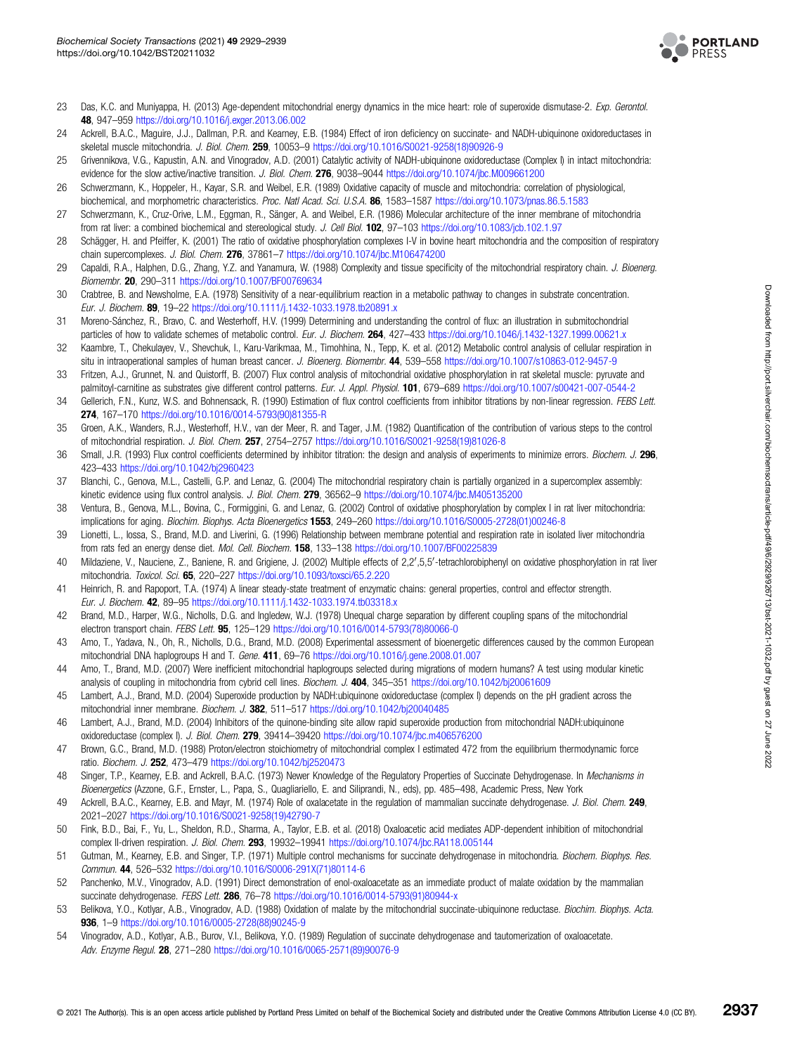23 Das, K.C. and Muniyappa, H. (2013) Age-dependent mitochondrial energy dynamics in the mice heart: role of superoxide dismutase-2. *Exp. Gerontol.* **48**, 947–959 https://doi.org/10.1016/j.exger.2013.06.002

24 Ackrell, B.A.C., Maguire, J.J., Dallman, P.R. and Kearney, E.B. (1984) Effect of iron deficiency on succinate- and NADH-ubiquinone oxidoreductases in skeletal muscle mitochondria. *J. Biol. Chem.* **259**, 10053–9 https://doi.org/10.1016/S0021-9258(18)90926-9

25 Grivennikova, V.G., Kapustin, A.N. and Vinogradov, A.D. (2001) Catalytic activity of NADH-ubiquinone oxidoreductase (Complex I) in intact mitochondria: evidence for the slow active/inactive transition. *J. Biol. Chem.* **276**, 9038–9044 https://doi.org/10.1074/jbc.M009661200

26 Schwerzmann, K., Hoppeler, H., Kayar, S.R. and Weibel, E.R. (1989) Oxidative capacity of muscle and mitochondria: correlation of physiological, biochemical, and morphometric characteristics. *Proc. Natl Acad. Sci. U.S.A.* **86**, 1583–1587 https://doi.org/10.1073/pnas.86.5.1583

27 Schwerzmann, K., Cruz-Orive, L.M., Eggman, R., Sänger, A. and Weibel, E.R. (1986) Molecular architecture of the inner membrane of mitochondria from rat liver: a combined biochemical and stereological study. *J. Cell Biol.* **102**, 97–103 https://doi.org/10.1083/jcb.102.1.97

28 Schägger, H. and Pfeiffer, K. (2001) The ratio of oxidative phosphorylation complexes I-V in bovine heart mitochondria and the composition of respiratory chain supercomplexes. *J. Biol. Chem.* **276**, 37861–7 https://doi.org/10.1074/jbc.M106474200

29 Capaldi, R.A., Halphen, D.G., Zhang, Y.Z. and Yanamura, W. (1988) Complexity and tissue specificity of the mitochondrial respiratory chain. *J. Bioenerg. Biomembr.* **20**, 290–311 https://doi.org/10.1007/BF00769634

30 Crabtree, B. and Newsholme, E.A. (1978) Sensitivity of a near-equilibrium reaction in a metabolic pathway to changes in substrate concentration. *Eur. J. Biochem.* **89**, 19–22 https://doi.org/10.1111/j.1432-1033.1978.tb20891.x

31 Moreno-Sánchez, R., Bravo, C. and Westerhoff, H.V. (1999) Determining and understanding the control of flux: an illustration in submitochondrial particles of how to validate schemes of metabolic control. *Eur. J. Biochem.* **264**, 427–433 https://doi.org/10.1046/j.1432-1327.1999.00621.x

32 Kaambre, T., Chekulayev, V., Shevchuk, I., Karu-Varikmaa, M., Timohhina, N., Tepp, K. et al. (2012) Metabolic control analysis of cellular respiration in situ in intraoperational samples of human breast cancer. *J. Bioenerg. Biomembr.* **44**, 539–558 https://doi.org/10.1007/s10863-012-9457-9

33 Fritzen, A.J., Grunnet, N. and Quistorff, B. (2007) Flux control analysis of mitochondrial oxidative phosphorylation in rat skeletal muscle: pyruvate and palmitoyl-carnitine as substrates give different control patterns. *Eur. J. Appl. Physiol.* **101**, 679–689 https://doi.org/10.1007/s00421-007-0544-2

34 Gellerich, F.N., Kunz, W.S. and Bohnensack, R. (1990) Estimation of flux control coefficients from inhibitor titrations by non-linear regression. *FEBS Lett.* **274**, 167–170 https://doi.org/10.1016/0014-5793(90)81355-R

35 Groen, A.K., Wanders, R.J., Westerhoff, H.V., van der Meer, R. and Tager, J.M. (1982) Quantification of the contribution of various steps to the control of mitochondrial respiration. *J. Biol. Chem.* **257**, 2754–2757 https://doi.org/10.1016/S0021-9258(19)81026-8

36 Small, J.R. (1993) Flux control coefficients determined by inhibitor titration: the design and analysis of experiments to minimize errors. *Biochem. J.* **296**, 423–433 https://doi.org/10.1042/bj2960423

37 Bianchi, C., Genova, M.L., Castelli, G.P. and Lenaz, G. (2004) The mitochondrial respiratory chain is partially organized in a supercomplex assembly: kinetic evidence using flux control analysis. *J. Biol. Chem.* **279**, 36562–9 https://doi.org/10.1074/jbc.M405135200

38 Ventura, B., Genova, M.L., Bovina, C., Formiggini, G. and Lenaz, G. (2002) Control of oxidative phosphorylation by complex I in rat liver mitochondria: implications for aging. *Biochim. Biophys. Acta Bioenergetics* **1553**, 249–260 https://doi.org/10.1016/S0005-2728(01)00246-8

39 Lionetti, L., Iossa, S., Brand, M.D. and Liverini, G. (1996) Relationship between membrane potential and respiration rate in isolated liver mitochondria from rats fed an energy dense diet. *Mol. Cell. Biochem.* **158**, 133–138 https://doi.org/10.1007/BF00225839

40 Mildaziene, V., Nauciene, Z., Baniene, R. and Grigiene, J. (2002) Multiple effects of 2,2′,5,5′-tetrachlorobiphenyl on oxidative phosphorylation in rat liver mitochondria. *Toxicol. Sci.* **65**, 220–227 https://doi.org/10.1093/toxsci/65.2.220

41 Heinrich, R. and Rapoport, T.A. (1974) A linear steady-state treatment of enzymatic chains: general properties, control and effector strength. *Eur. J. Biochem.* **42**, 89–95 https://doi.org/10.1111/j.1432-1033.1974.tb03318.x

42 Brand, M.D., Harper, W.G., Nicholls, D.G. and Ingledew, W.J. (1978) Unequal charge separation by different coupling spans of the mitochondrial electron transport chain. *FEBS Lett.* **95**, 125–129 https://doi.org/10.1016/0014-5793(78)80066-0

43 Amo, T., Yadava, N., Oh, R., Nicholls, D.G., Brand, M.D. (2008) Experimental assessment of bioenergetic differences caused by the common European mitochondrial DNA haplogroups H and T. *Gene.* **411**, 69–76 https://doi.org/10.1016/j.gene.2008.01.007

44 Amo, T., Brand, M.D. (2007) Were inefficient mitochondrial haplogroups selected during migrations of modern humans? A test using modular kinetic analysis of coupling in mitochondria from cybrid cell lines. *Biochem. J.* **404**, 345–351 https://doi.org/10.1042/bj20061609

45 Lambert, A.J., Brand, M.D. (2004) Superoxide production by NADH:ubiquinone oxidoreductase (complex I) depends on the pH gradient across the mitochondrial inner membrane. *Biochem. J.* **382**, 511–517 https://doi.org/10.1042/bj20040485

46 Lambert, A.J., Brand, M.D. (2004) Inhibitors of the quinone-binding site allow rapid superoxide production from mitochondrial NADH:ubiquinone oxidoreductase (complex I). *J. Biol. Chem.* **279**, 39414–39420 https://doi.org/10.1074/jbc.m406576200

47 Brown, G.C., Brand, M.D. (1988) Proton/electron stoichiometry of mitochondrial complex I estimated 472 from the equilibrium thermodynamic force ratio. *Biochem. J.* **252**, 473–479 https://doi.org/10.1042/bj2520473

48 Singer, T.P., Kearney, E.B. and Ackrell, B.A.C. (1973) Newer Knowledge of the Regulatory Properties of Succinate Dehydrogenase. In *Mechanisms in Bioenergetics* (Azzone, G.F., Ernster, L., Papa, S., Quagliariello, E. and Siliprandi, N., eds), pp. 485–498, Academic Press, New York

49 Ackrell, B.A.C., Kearney, E.B. and Mayr, M. (1974) Role of oxalacetate in the regulation of mammalian succinate dehydrogenase. *J. Biol. Chem.* **249**, 2021–2027 https://doi.org/10.1016/S0021-9258(19)42790-7

50 Fink, B.D., Bai, F., Yu, L., Sheldon, R.D., Sharma, A., Taylor, E.B. et al. (2018) Oxaloacetic acid mediates ADP-dependent inhibition of mitochondrial complex II-driven respiration. *J. Biol. Chem.* **293**, 19932–19941 https://doi.org/10.1074/jbc.RA118.005144

51 Gutman, M., Kearney, E.B. and Singer, T.P. (1971) Multiple control mechanisms for succinate dehydrogenase in mitochondria. *Biochem. Biophys. Res. Commun.* **44**, 526–532 https://doi.org/10.1016/S0006-291X(71)80114-6

52 Panchenko, M.V., Vinogradov, A.D. (1991) Direct demonstration of enol-oxaloacetate as an immediate product of malate oxidation by the mammalian succinate dehydrogenase. *FEBS Lett.* **286**, 76–78 https://doi.org/10.1016/0014-5793(91)80944-x

53 Belikova, Y.O., Kotlyar, A.B., Vinogradov, A.D. (1988) Oxidation of malate by the mitochondrial succinate-ubiquinone reductase. *Biochim. Biophys. Acta.* **936**, 1–9 https://doi.org/10.1016/0005-2728(88)90245-9

54 Vinogradov, A.D., Kotlyar, A.B., Burov, V.I., Belikova, Y.O. (1989) Regulation of succinate dehydrogenase and tautomerization of oxaloacetate. *Adv. Enzyme Regul.* **28**, 271–280 https://doi.org/10.1016/0065-2571(89)90076-9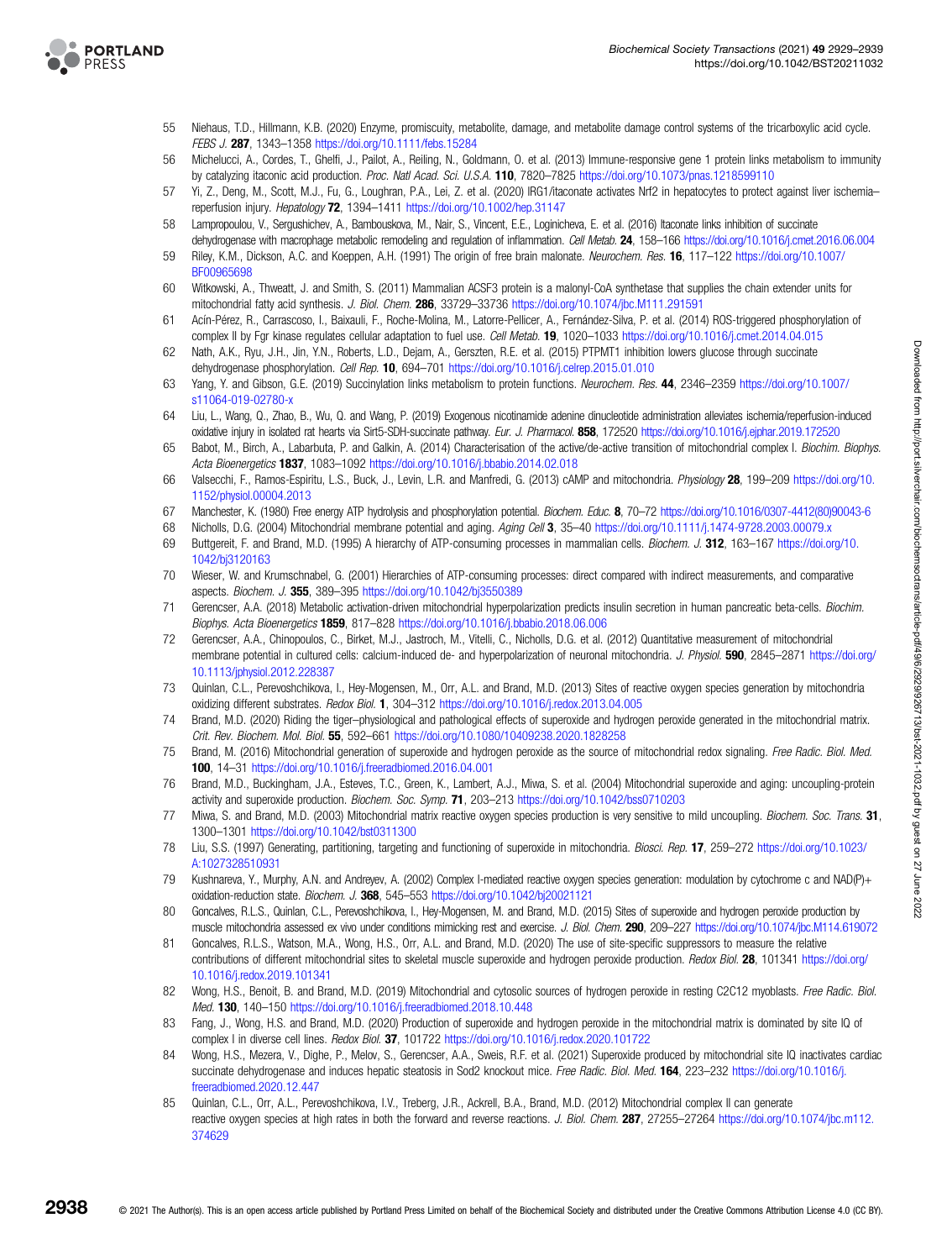55 Niehaus, T.D., Hillmann, K.B. (2020) Enzyme, promiscuity, metabolite, damage, and metabolite damage control systems of the tricarboxylic acid cycle. *FEBS J.* **287**, 1343–1358 https://doi.org/10.1111/febs.15284

56 Michelucci, A., Cordes, T., Ghelfi, J., Pailot, A., Reiling, N., Goldmann, O. et al. (2013) Immune-responsive gene 1 protein links metabolism to immunity by catalyzing itaconic acid production. *Proc. Natl Acad. Sci. U.S.A.* **110**, 7820–7825 https://doi.org/10.1073/pnas.1218599110

57 Yi, Z., Deng, M., Scott, M.J., Fu, G., Loughran, P.A., Lei, Z. et al. (2020) IRG1/itaconate activates Nrf2 in hepatocytes to protect against liver ischemia–reperfusion injury. *Hepatology* **72**, 1394–1411 https://doi.org/10.1002/hep.31147

58 Lampropoulou, V., Sergushichev, A., Bambouskova, M., Nair, S., Vincent, E.E., Loginicheva, E. et al. (2016) Itaconate links inhibition of succinate dehydrogenase with macrophage metabolic remodeling and regulation of inflammation. *Cell Metab.* **24**, 158–166 https://doi.org/10.1016/j.cmet.2016.06.004

59 Riley, K.M., Dickson, A.C. and Koeppen, A.H. (1991) The origin of free brain malonate. *Neurochem. Res.* **16**, 117–122 https://doi.org/10.1007/BF00965698

60 Witkowski, A., Thweatt, J. and Smith, S. (2011) Mammalian ACSF3 protein is a malonyl-CoA synthetase that supplies the chain extender units for mitochondrial fatty acid synthesis. *J. Biol. Chem.* **286**, 33729–33736 https://doi.org/10.1074/jbc.M111.291591

61 Acín-Pérez, R., Carrascoso, I., Baixauli, F., Roche-Molina, M., Latorre-Pellicer, A., Fernández-Silva, P. et al. (2014) ROS-triggered phosphorylation of complex II by Fgr kinase regulates cellular adaptation to fuel use. *Cell Metab.* **19**, 1020–1033 https://doi.org/10.1016/j.cmet.2014.04.015

62 Nath, A.K., Ryu, J.H., Jin, Y.N., Roberts, L.D., Dejam, A., Gerszten, R.E. et al. (2015) PTPMT1 inhibition lowers glucose through succinate dehydrogenase phosphorylation. *Cell Rep.* **10**, 694–701 https://doi.org/10.1016/j.celrep.2015.01.010

63 Yang, Y. and Gibson, G.E. (2019) Succinylation links metabolism to protein functions. *Neurochem. Res.* **44**, 2346–2359 https://doi.org/10.1007/s11064-019-02780-x

64 Liu, L., Wang, Q., Zhao, B., Wu, Q. and Wang, P. (2019) Exogenous nicotinamide adenine dinucleotide administration alleviates ischemia/reperfusion-induced oxidative injury in isolated rat hearts via Sirt5-SDH-succinate pathway. *Eur. J. Pharmacol.* **858**, 172520 https://doi.org/10.1016/j.ejphar.2019.172520

65 Babot, M., Birch, A., Labarbuta, P. and Galkin, A. (2014) Characterisation of the active/de-active transition of mitochondrial complex I. *Biochim. Biophys. Acta Bioenergetics* **1837**, 1083–1092 https://doi.org/10.1016/j.bbabio.2014.02.018

66 Valsecchi, F., Ramos-Espiritu, L.S., Buck, J., Levin, L.R. and Manfredi, G. (2013) cAMP and mitochondria. *Physiology* **28**, 199–209 https://doi.org/10.1152/physiol.00004.2013

67 Manchester, K. (1980) Free energy ATP hydrolysis and phosphorylation potential. *Biochem. Educ.* **8**, 70–72 https://doi.org/10.1016/0307-4412(80)90043-6

68 Nicholls, D.G. (2004) Mitochondrial membrane potential and aging. *Aging Cell* **3**, 35–40 https://doi.org/10.1111/j.1474-9728.2003.00079.x

69 Buttgereit, F. and Brand, M.D. (1995) A hierarchy of ATP-consuming processes in mammalian cells. *Biochem. J.* **312**, 163–167 https://doi.org/10.1042/bj3120163

70 Wieser, W. and Krumschnabel, G. (2001) Hierarchies of ATP-consuming processes: direct compared with indirect measurements, and comparative aspects. *Biochem. J.* **355**, 389–395 https://doi.org/10.1042/bj3550389

71 Gerencser, A.A. (2018) Metabolic activation-driven mitochondrial hyperpolarization predicts insulin secretion in human pancreatic beta-cells. *Biochim. Biophys. Acta Bioenergetics* **1859**, 817–828 https://doi.org/10.1016/j.bbabio.2018.06.006

72 Gerencser, A.A., Chinopoulos, C., Birket, M.J., Jastroch, M., Vitelli, C., Nicholls, D.G. et al. (2012) Quantitative measurement of mitochondrial membrane potential in cultured cells: calcium-induced de- and hyperpolarization of neuronal mitochondria. *J. Physiol.* **590**, 2845–2871 https://doi.org/10.1113/jphysiol.2012.228387

73 Quinlan, C.L., Perevoshchikova, I., Hey-Mogensen, M., Orr, A.L. and Brand, M.D. (2013) Sites of reactive oxygen species generation by mitochondria oxidizing different substrates. *Redox Biol.* **1**, 304–312 https://doi.org/10.1016/j.redox.2013.04.005

74 Brand, M.D. (2020) Riding the tiger–physiological and pathological effects of superoxide and hydrogen peroxide generated in the mitochondrial matrix. *Crit. Rev. Biochem. Mol. Biol.* **55**, 592–661 https://doi.org/10.1080/10409238.2020.1828258

75 Brand, M. (2016) Mitochondrial generation of superoxide and hydrogen peroxide as the source of mitochondrial redox signaling. *Free Radic. Biol. Med.* **100**, 14–31 https://doi.org/10.1016/j.freeradbiomed.2016.04.001

76 Brand, M.D., Buckingham, J.A., Esteves, T.C., Green, K., Lambert, A.J., Miwa, S. et al. (2004) Mitochondrial superoxide and aging: uncoupling-protein activity and superoxide production. *Biochem. Soc. Symp.* **71**, 203–213 https://doi.org/10.1042/bss0710203

77 Miwa, S. and Brand, M.D. (2003) Mitochondrial matrix reactive oxygen species production is very sensitive to mild uncoupling. *Biochem. Soc. Trans.* **31**, 1300–1301 https://doi.org/10.1042/bst0311300

78 Liu, S.S. (1997) Generating, partitioning, targeting and functioning of superoxide in mitochondria. *Biosci. Rep.* **17**, 259–272 https://doi.org/10.1023/A:1027328510931

79 Kushnareva, Y., Murphy, A.N. and Andreyev, A. (2002) Complex I-mediated reactive oxygen species generation: modulation by cytochrome c and NAD(P)+ oxidation-reduction state. *Biochem. J.* **368**, 545–553 https://doi.org/10.1042/bj20021121

80 Goncalves, R.L.S., Quinlan, C.L., Perevoshchikova, I., Hey-Mogensen, M. and Brand, M.D. (2015) Sites of superoxide and hydrogen peroxide production by muscle mitochondria assessed ex vivo under conditions mimicking rest and exercise. *J. Biol. Chem.* **290**, 209–227 https://doi.org/10.1074/jbc.M114.619072

81 Goncalves, R.L.S., Watson, M.A., Wong, H.S., Orr, A.L. and Brand, M.D. (2020) The use of site-specific suppressors to measure the relative contributions of different mitochondrial sites to skeletal muscle superoxide and hydrogen peroxide production. *Redox Biol.* **28**, 101341 https://doi.org/10.1016/j.redox.2019.101341

82 Wong, H.S., Benoit, B. and Brand, M.D. (2019) Mitochondrial and cytosolic sources of hydrogen peroxide in resting C2C12 myoblasts. *Free Radic. Biol. Med.* **130**, 140–150 https://doi.org/10.1016/j.freeradbiomed.2018.10.448

83 Fang, J., Wong, H.S. and Brand, M.D. (2020) Production of superoxide and hydrogen peroxide in the mitochondrial matrix is dominated by site IQ of complex I in diverse cell lines. *Redox Biol.* **37**, 101722 https://doi.org/10.1016/j.redox.2020.101722

84 Wong, H.S., Mezera, V., Dighe, P., Melov, S., Gerencser, A.A., Sweis, R.F. et al. (2021) Superoxide produced by mitochondrial site IQ inactivates cardiac succinate dehydrogenase and induces hepatic steatosis in Sod2 knockout mice. *Free Radic. Biol. Med.* **164**, 223–232 https://doi.org/10.1016/j.freeradbiomed.2020.12.447

85 Quinlan, C.L., Orr, A.L., Perevoshchikova, I.V., Treberg, J.R., Ackrell, B.A., Brand, M.D. (2012) Mitochondrial complex II can generate reactive oxygen species at high rates in both the forward and reverse reactions. *J. Biol. Chem.* **287**, 27255–27264 https://doi.org/10.1074/jbc.m112.374629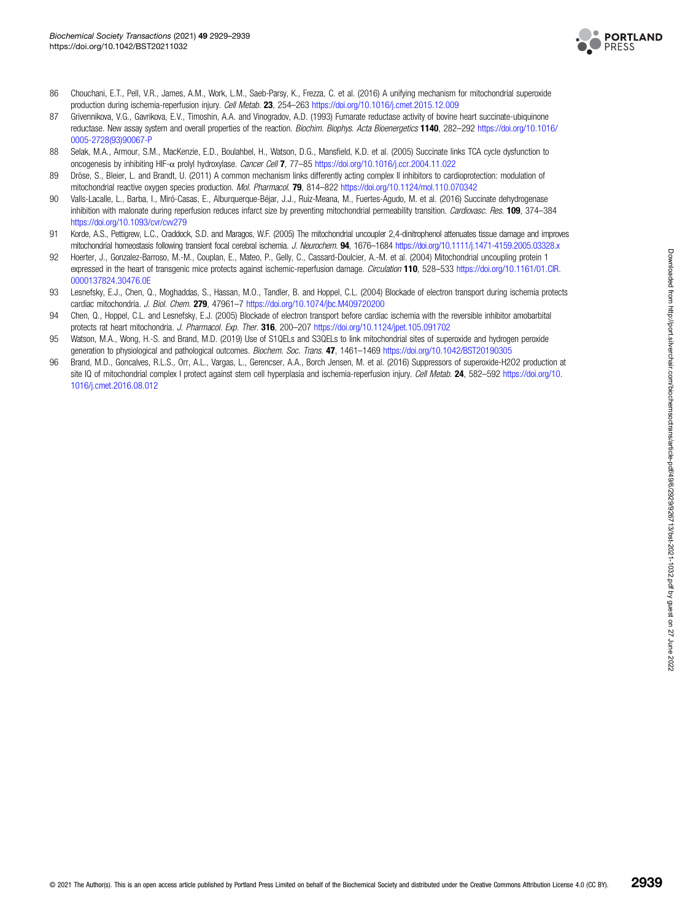86 Chouchani, E.T., Pell, V.R., James, A.M., Work, L.M., Saeb-Parsy, K., Frezza, C. et al. (2016) A unifying mechanism for mitochondrial superoxide production during ischemia-reperfusion injury. *Cell Metab.* **23**, 254–263 https://doi.org/10.1016/j.cmet.2015.12.009

87 Grivennikova, V.G., Gavrikova, E.V., Timoshin, A.A. and Vinogradov, A.D. (1993) Fumarate reductase activity of bovine heart succinate-ubiquinone reductase. New assay system and overall properties of the reaction. *Biochim. Biophys. Acta Bioenergetics* **1140**, 282–292 https://doi.org/10.1016/0005-2728(93)90067-P

88 Selak, M.A., Armour, S.M., MacKenzie, E.D., Boulahbel, H., Watson, D.G., Mansfield, K.D. et al. (2005) Succinate links TCA cycle dysfunction to oncogenesis by inhibiting HIF-α prolyl hydroxylase. *Cancer Cell* **7**, 77–85 https://doi.org/10.1016/j.ccr.2004.11.022

89 Dröse, S., Bleier, L. and Brandt, U. (2011) A common mechanism links differently acting complex II inhibitors to cardioprotection: modulation of mitochondrial reactive oxygen species production. *Mol. Pharmacol.* **79**, 814–822 https://doi.org/10.1124/mol.110.070342

90 Valls-Lacalle, L., Barba, I., Miró-Casas, E., Alburquerque-Béjar, J.J., Ruiz-Meana, M., Fuertes-Agudo, M. et al. (2016) Succinate dehydrogenase inhibition with malonate during reperfusion reduces infarct size by preventing mitochondrial permeability transition. *Cardiovasc. Res.* **109**, 374–384 https://doi.org/10.1093/cvr/cvv279

91 Korde, A.S., Pettigrew, L.C., Craddock, S.D. and Maragos, W.F. (2005) The mitochondrial uncoupler 2,4-dinitrophenol attenuates tissue damage and improves mitochondrial homeostasis following transient focal cerebral ischemia. *J. Neurochem.* **94**, 1676–1684 https://doi.org/10.1111/j.1471-4159.2005.03328.x

92 Hoerter, J., Gonzalez-Barroso, M.-M., Couplan, E., Mateo, P., Gelly, C., Cassard-Doulcier, A.-M. et al. (2004) Mitochondrial uncoupling protein 1 expressed in the heart of transgenic mice protects against ischemic-reperfusion damage. *Circulation* **110**, 528–533 https://doi.org/10.1161/01.CIR.0000137824.30476.0E

93 Lesnefsky, E.J., Chen, Q., Moghaddas, S., Hassan, M.O., Tandler, B. and Hoppel, C.L. (2004) Blockade of electron transport during ischemia protects cardiac mitochondria. *J. Biol. Chem.* **279**, 47961–7 https://doi.org/10.1074/jbc.M409720200

94 Chen, Q., Hoppel, C.L. and Lesnefsky, E.J. (2005) Blockade of electron transport before cardiac ischemia with the reversible inhibitor amobarbital protects rat heart mitochondria. *J. Pharmacol. Exp. Ther.* **316**, 200–207 https://doi.org/10.1124/jpet.105.091702

95 Watson, M.A., Wong, H.-S. and Brand, M.D. (2019) Use of S1QELs and S3QELs to link mitochondrial sites of superoxide and hydrogen peroxide generation to physiological and pathological outcomes. *Biochem. Soc. Trans.* **47**, 1461–1469 https://doi.org/10.1042/BST20190305

96 Brand, M.D., Goncalves, R.L.S., Orr, A.L., Vargas, L., Gerencser, A.A., Borch Jensen, M. et al. (2016) Suppressors of superoxide-H2O2 production at site IQ of mitochondrial complex I protect against stem cell hyperplasia and ischemia-reperfusion injury. *Cell Metab.* **24**, 582–592 https://doi.org/10.1016/j.cmet.2016.08.012